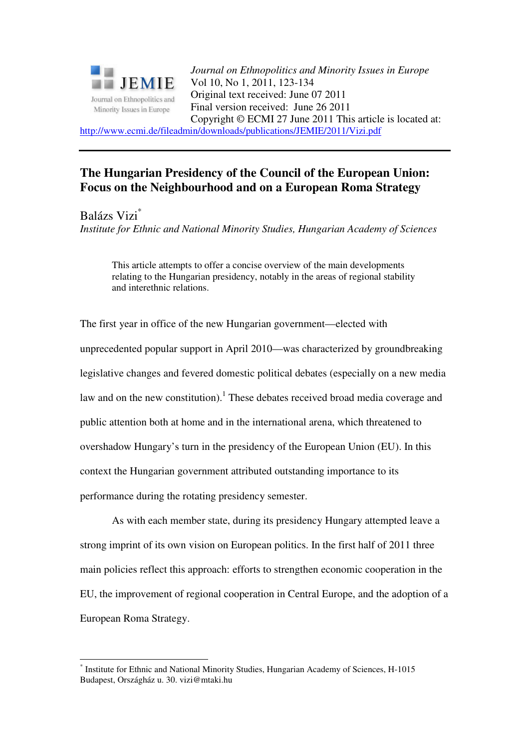*Journal on Ethnopolitics and Minority Issues in Europe*
Vol 10, No 1, 2011, 123-134
Original text received: June 07 2011
Final version received: June 26 2011
Copyright © ECMI 27 June 2011 This article is located at:
http://www.ecmi.de/fileadmin/downloads/publications/JEMIE/2011/Vizi.pdf

# The Hungarian Presidency of the Council of the European Union: Focus on the Neighbourhood and on a European Roma Strategy

Balázs Vizi[*]

*Institute for Ethnic and National Minority Studies, Hungarian Academy of Sciences*

> This article attempts to offer a concise overview of the main developments relating to the Hungarian presidency, notably in the areas of regional stability and interethnic relations.

The first year in office of the new Hungarian government—elected with unprecedented popular support in April 2010—was characterized by groundbreaking legislative changes and fevered domestic political debates (especially on a new media law and on the new constitution).[1] These debates received broad media coverage and public attention both at home and in the international arena, which threatened to overshadow Hungary's turn in the presidency of the European Union (EU). In this context the Hungarian government attributed outstanding importance to its performance during the rotating presidency semester.

As with each member state, during its presidency Hungary attempted leave a strong imprint of its own vision on European politics. In the first half of 2011 three main policies reflect this approach: efforts to strengthen economic cooperation in the EU, the improvement of regional cooperation in Central Europe, and the adoption of a European Roma Strategy.

---

[*] Institute for Ethnic and National Minority Studies, Hungarian Academy of Sciences, H-1015 Budapest, Országház u. 30. vizi@mtaki.hu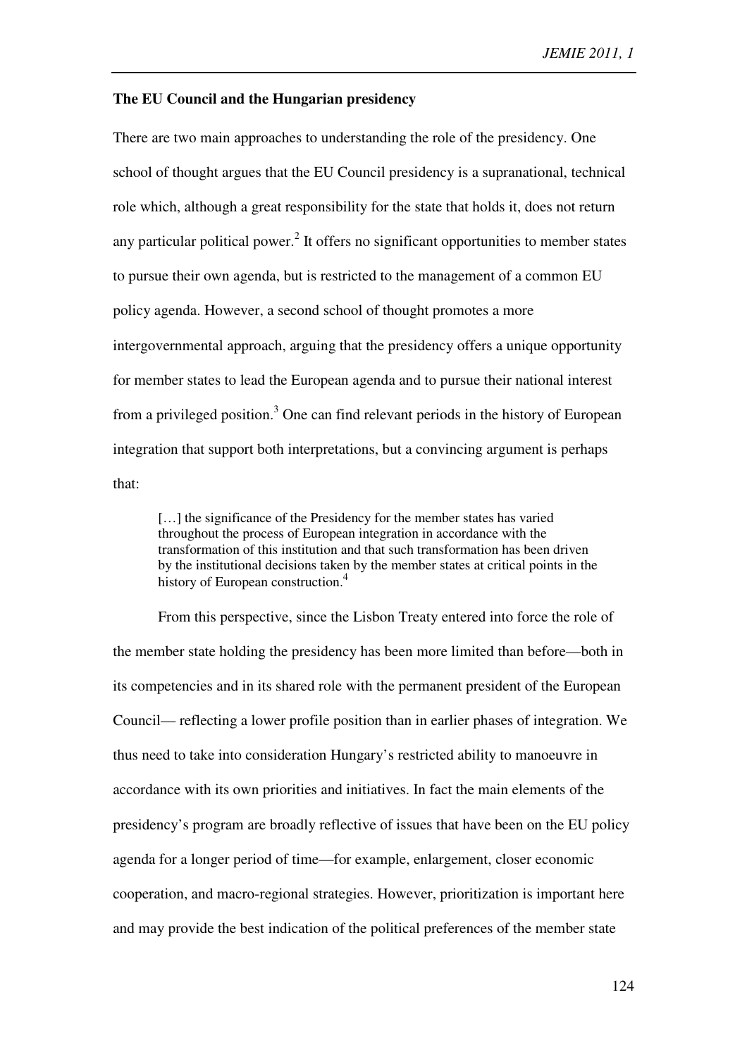**The EU Council and the Hungarian presidency**

There are two main approaches to understanding the role of the presidency. One school of thought argues that the EU Council presidency is a supranational, technical role which, although a great responsibility for the state that holds it, does not return any particular political power.[2] It offers no significant opportunities to member states to pursue their own agenda, but is restricted to the management of a common EU policy agenda. However, a second school of thought promotes a more intergovernmental approach, arguing that the presidency offers a unique opportunity for member states to lead the European agenda and to pursue their national interest from a privileged position.[3] One can find relevant periods in the history of European integration that support both interpretations, but a convincing argument is perhaps that:

> […] the significance of the Presidency for the member states has varied throughout the process of European integration in accordance with the transformation of this institution and that such transformation has been driven by the institutional decisions taken by the member states at critical points in the history of European construction.[4]

From this perspective, since the Lisbon Treaty entered into force the role of the member state holding the presidency has been more limited than before—both in its competencies and in its shared role with the permanent president of the European Council— reflecting a lower profile position than in earlier phases of integration. We thus need to take into consideration Hungary's restricted ability to manoeuvre in accordance with its own priorities and initiatives. In fact the main elements of the presidency's program are broadly reflective of issues that have been on the EU policy agenda for a longer period of time—for example, enlargement, closer economic cooperation, and macro-regional strategies. However, prioritization is important here and may provide the best indication of the political preferences of the member state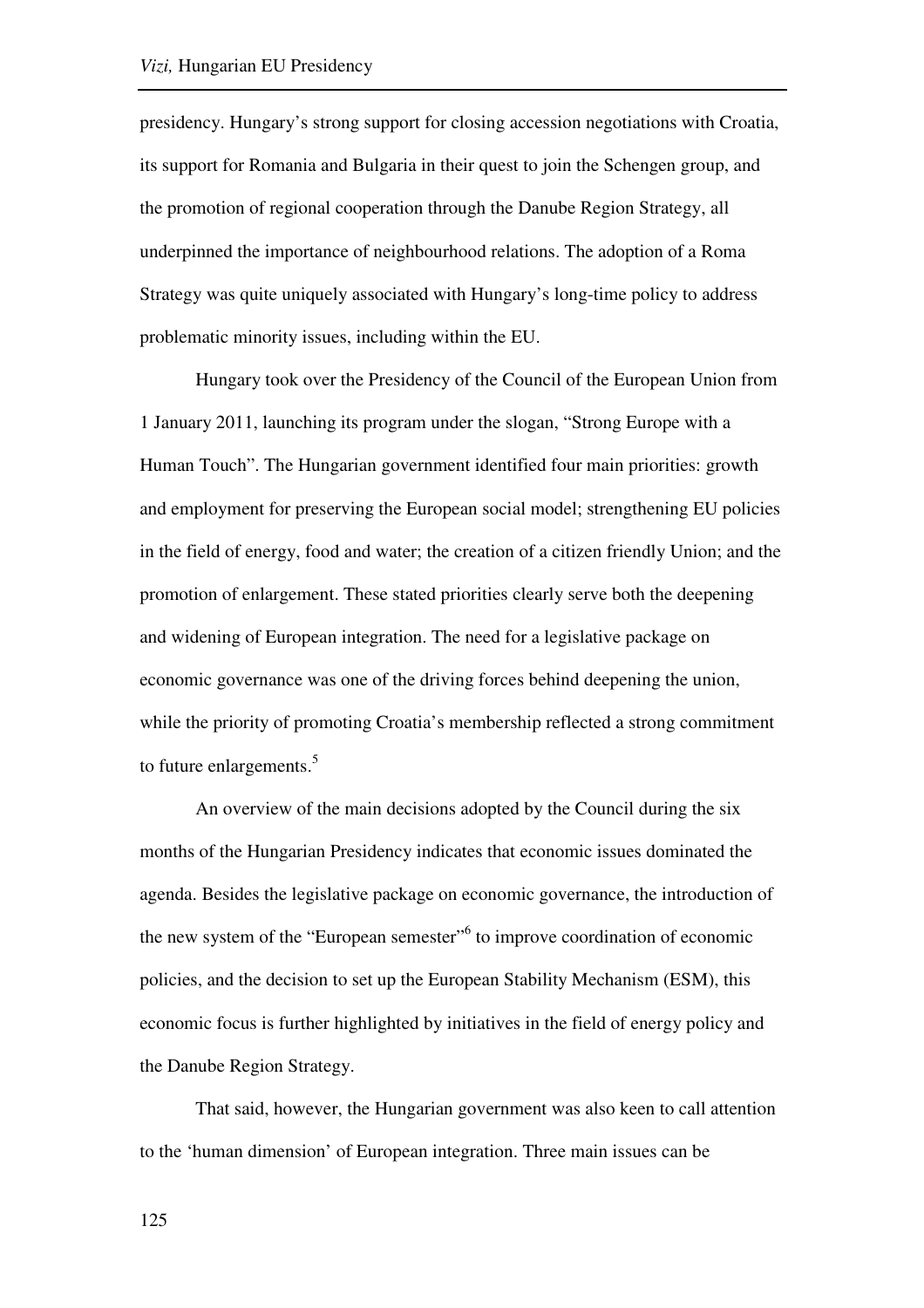presidency. Hungary's strong support for closing accession negotiations with Croatia, its support for Romania and Bulgaria in their quest to join the Schengen group, and the promotion of regional cooperation through the Danube Region Strategy, all underpinned the importance of neighbourhood relations. The adoption of a Roma Strategy was quite uniquely associated with Hungary's long-time policy to address problematic minority issues, including within the EU.

Hungary took over the Presidency of the Council of the European Union from 1 January 2011, launching its program under the slogan, "Strong Europe with a Human Touch". The Hungarian government identified four main priorities: growth and employment for preserving the European social model; strengthening EU policies in the field of energy, food and water; the creation of a citizen friendly Union; and the promotion of enlargement. These stated priorities clearly serve both the deepening and widening of European integration. The need for a legislative package on economic governance was one of the driving forces behind deepening the union, while the priority of promoting Croatia's membership reflected a strong commitment to future enlargements.[5]

An overview of the main decisions adopted by the Council during the six months of the Hungarian Presidency indicates that economic issues dominated the agenda. Besides the legislative package on economic governance, the introduction of the new system of the "European semester"[6] to improve coordination of economic policies, and the decision to set up the European Stability Mechanism (ESM), this economic focus is further highlighted by initiatives in the field of energy policy and the Danube Region Strategy.

That said, however, the Hungarian government was also keen to call attention to the 'human dimension' of European integration. Three main issues can be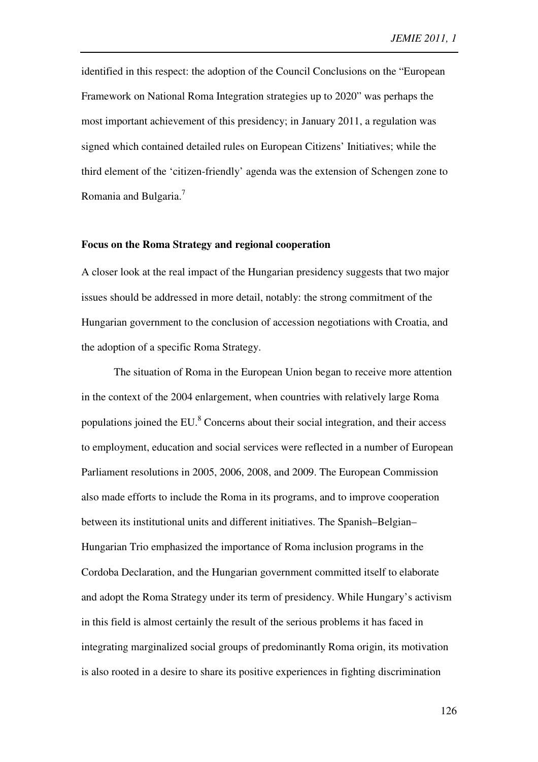identified in this respect: the adoption of the Council Conclusions on the "European Framework on National Roma Integration strategies up to 2020" was perhaps the most important achievement of this presidency; in January 2011, a regulation was signed which contained detailed rules on European Citizens' Initiatives; while the third element of the 'citizen-friendly' agenda was the extension of Schengen zone to Romania and Bulgaria.[7]

**Focus on the Roma Strategy and regional cooperation**

A closer look at the real impact of the Hungarian presidency suggests that two major issues should be addressed in more detail, notably: the strong commitment of the Hungarian government to the conclusion of accession negotiations with Croatia, and the adoption of a specific Roma Strategy.

The situation of Roma in the European Union began to receive more attention in the context of the 2004 enlargement, when countries with relatively large Roma populations joined the EU.[8] Concerns about their social integration, and their access to employment, education and social services were reflected in a number of European Parliament resolutions in 2005, 2006, 2008, and 2009. The European Commission also made efforts to include the Roma in its programs, and to improve cooperation between its institutional units and different initiatives. The Spanish–Belgian–Hungarian Trio emphasized the importance of Roma inclusion programs in the Cordoba Declaration, and the Hungarian government committed itself to elaborate and adopt the Roma Strategy under its term of presidency. While Hungary's activism in this field is almost certainly the result of the serious problems it has faced in integrating marginalized social groups of predominantly Roma origin, its motivation is also rooted in a desire to share its positive experiences in fighting discrimination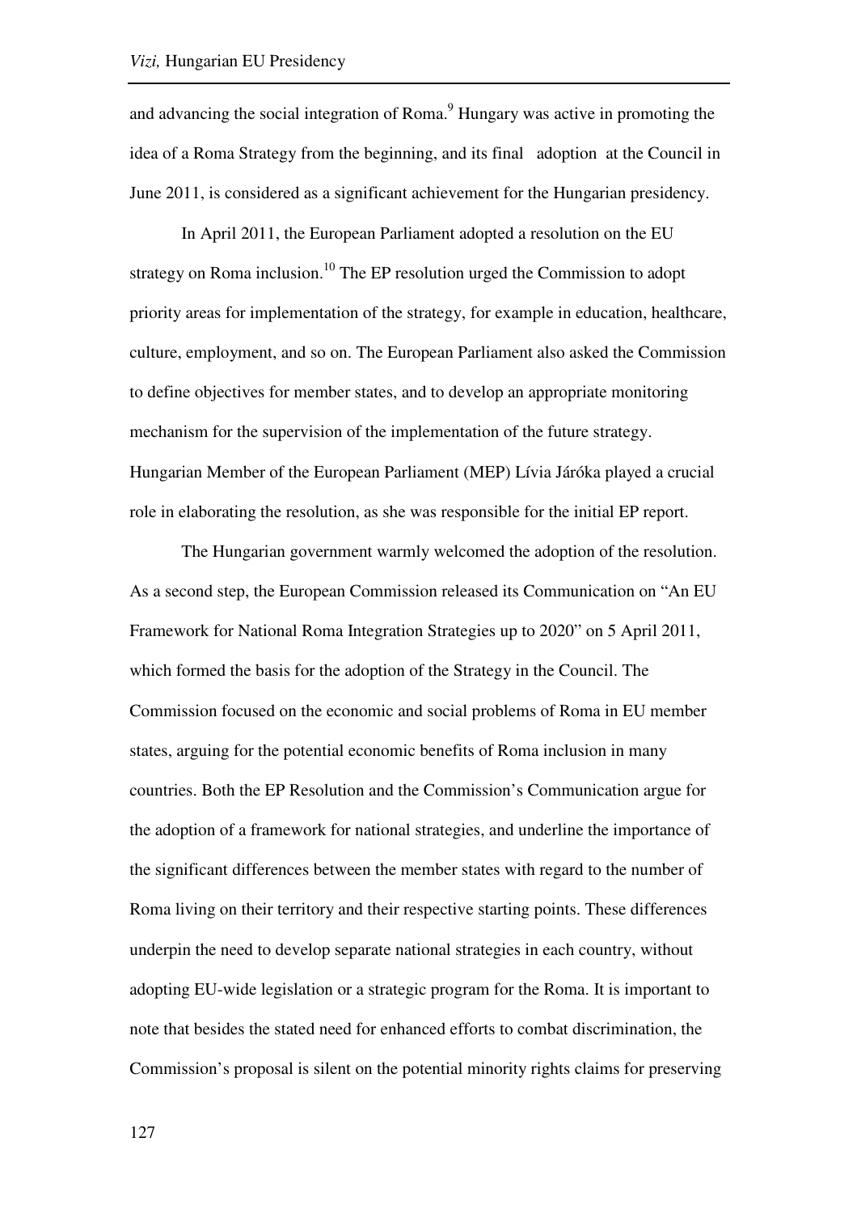and advancing the social integration of Roma.[9] Hungary was active in promoting the idea of a Roma Strategy from the beginning, and its final adoption at the Council in June 2011, is considered as a significant achievement for the Hungarian presidency.

In April 2011, the European Parliament adopted a resolution on the EU strategy on Roma inclusion.[10] The EP resolution urged the Commission to adopt priority areas for implementation of the strategy, for example in education, healthcare, culture, employment, and so on. The European Parliament also asked the Commission to define objectives for member states, and to develop an appropriate monitoring mechanism for the supervision of the implementation of the future strategy. Hungarian Member of the European Parliament (MEP) Lívia Járóka played a crucial role in elaborating the resolution, as she was responsible for the initial EP report.

The Hungarian government warmly welcomed the adoption of the resolution. As a second step, the European Commission released its Communication on "An EU Framework for National Roma Integration Strategies up to 2020" on 5 April 2011, which formed the basis for the adoption of the Strategy in the Council. The Commission focused on the economic and social problems of Roma in EU member states, arguing for the potential economic benefits of Roma inclusion in many countries. Both the EP Resolution and the Commission's Communication argue for the adoption of a framework for national strategies, and underline the importance of the significant differences between the member states with regard to the number of Roma living on their territory and their respective starting points. These differences underpin the need to develop separate national strategies in each country, without adopting EU-wide legislation or a strategic program for the Roma. It is important to note that besides the stated need for enhanced efforts to combat discrimination, the Commission's proposal is silent on the potential minority rights claims for preserving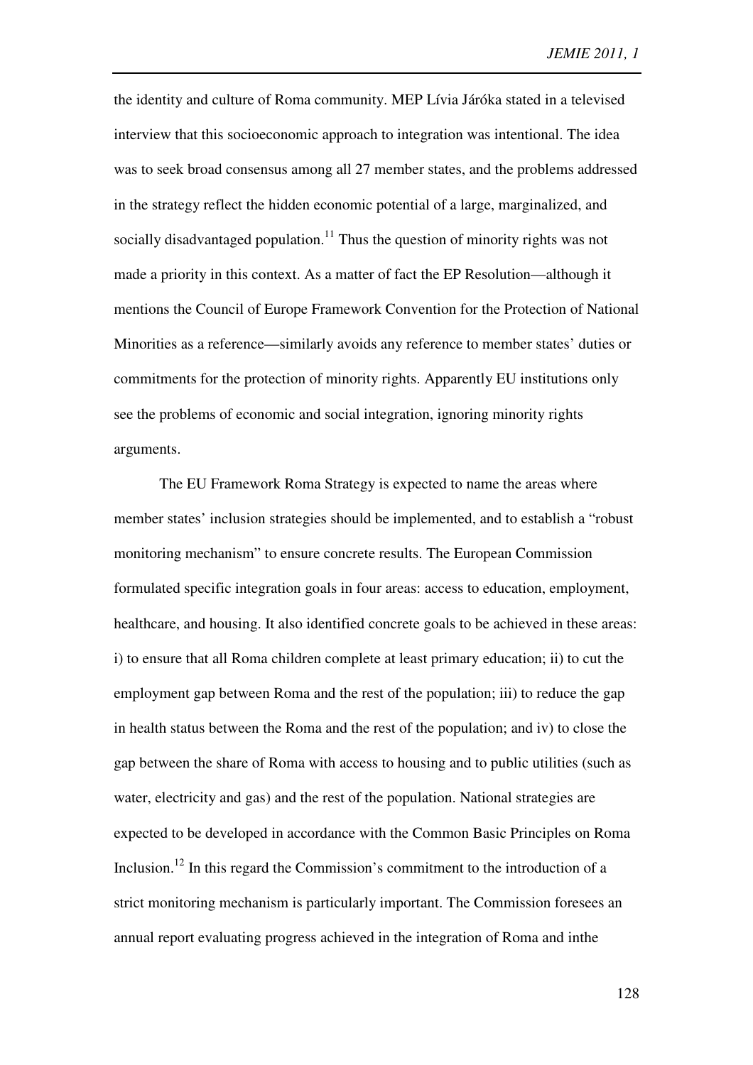the identity and culture of Roma community. MEP Lívia Járóka stated in a televised interview that this socioeconomic approach to integration was intentional. The idea was to seek broad consensus among all 27 member states, and the problems addressed in the strategy reflect the hidden economic potential of a large, marginalized, and socially disadvantaged population.[11] Thus the question of minority rights was not made a priority in this context. As a matter of fact the EP Resolution—although it mentions the Council of Europe Framework Convention for the Protection of National Minorities as a reference—similarly avoids any reference to member states' duties or commitments for the protection of minority rights. Apparently EU institutions only see the problems of economic and social integration, ignoring minority rights arguments.

The EU Framework Roma Strategy is expected to name the areas where member states' inclusion strategies should be implemented, and to establish a "robust monitoring mechanism" to ensure concrete results. The European Commission formulated specific integration goals in four areas: access to education, employment, healthcare, and housing. It also identified concrete goals to be achieved in these areas: i) to ensure that all Roma children complete at least primary education; ii) to cut the employment gap between Roma and the rest of the population; iii) to reduce the gap in health status between the Roma and the rest of the population; and iv) to close the gap between the share of Roma with access to housing and to public utilities (such as water, electricity and gas) and the rest of the population. National strategies are expected to be developed in accordance with the Common Basic Principles on Roma Inclusion.[12] In this regard the Commission's commitment to the introduction of a strict monitoring mechanism is particularly important. The Commission foresees an annual report evaluating progress achieved in the integration of Roma and inthe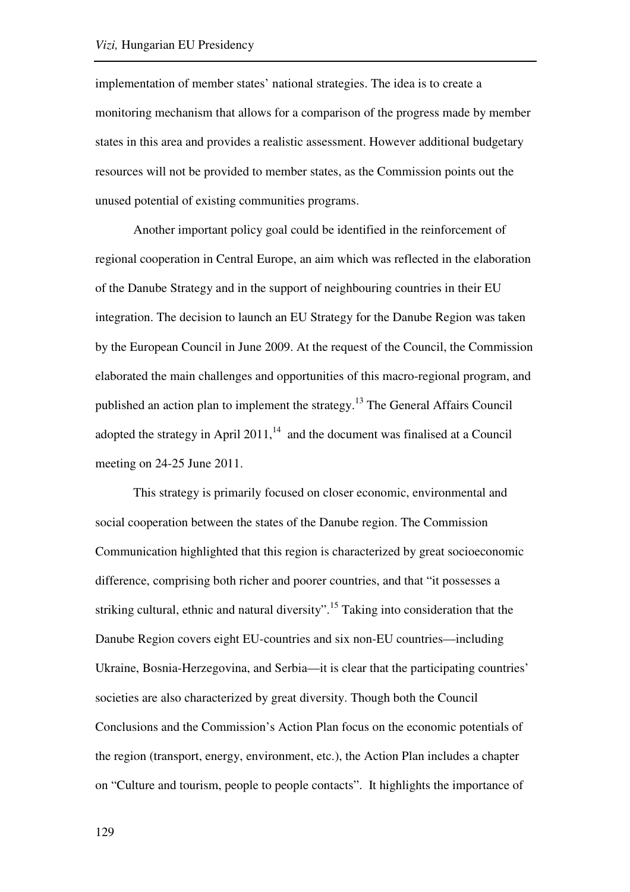implementation of member states' national strategies. The idea is to create a monitoring mechanism that allows for a comparison of the progress made by member states in this area and provides a realistic assessment. However additional budgetary resources will not be provided to member states, as the Commission points out the unused potential of existing communities programs.

Another important policy goal could be identified in the reinforcement of regional cooperation in Central Europe, an aim which was reflected in the elaboration of the Danube Strategy and in the support of neighbouring countries in their EU integration. The decision to launch an EU Strategy for the Danube Region was taken by the European Council in June 2009. At the request of the Council, the Commission elaborated the main challenges and opportunities of this macro-regional program, and published an action plan to implement the strategy.[13] The General Affairs Council adopted the strategy in April 2011,[14] and the document was finalised at a Council meeting on 24-25 June 2011.

This strategy is primarily focused on closer economic, environmental and social cooperation between the states of the Danube region. The Commission Communication highlighted that this region is characterized by great socioeconomic difference, comprising both richer and poorer countries, and that "it possesses a striking cultural, ethnic and natural diversity".[15] Taking into consideration that the Danube Region covers eight EU-countries and six non-EU countries—including Ukraine, Bosnia-Herzegovina, and Serbia—it is clear that the participating countries' societies are also characterized by great diversity. Though both the Council Conclusions and the Commission's Action Plan focus on the economic potentials of the region (transport, energy, environment, etc.), the Action Plan includes a chapter on "Culture and tourism, people to people contacts". It highlights the importance of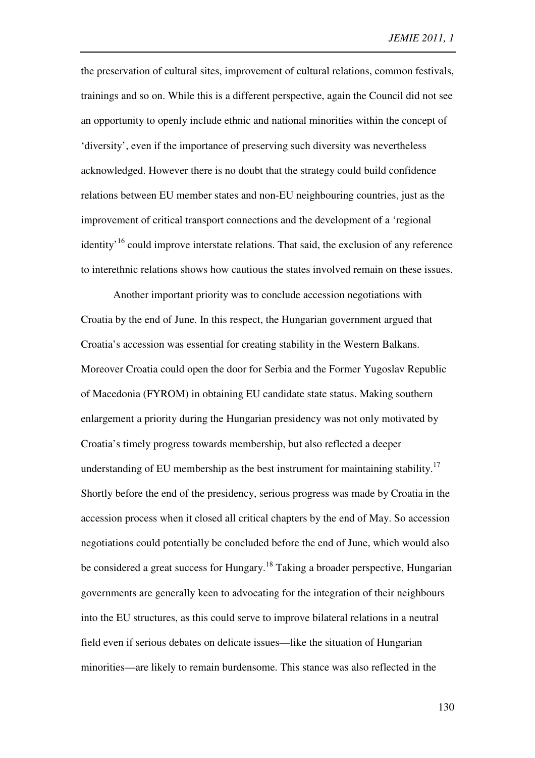the preservation of cultural sites, improvement of cultural relations, common festivals, trainings and so on. While this is a different perspective, again the Council did not see an opportunity to openly include ethnic and national minorities within the concept of 'diversity', even if the importance of preserving such diversity was nevertheless acknowledged. However there is no doubt that the strategy could build confidence relations between EU member states and non-EU neighbouring countries, just as the improvement of critical transport connections and the development of a 'regional identity'[16] could improve interstate relations. That said, the exclusion of any reference to interethnic relations shows how cautious the states involved remain on these issues.

Another important priority was to conclude accession negotiations with Croatia by the end of June. In this respect, the Hungarian government argued that Croatia's accession was essential for creating stability in the Western Balkans. Moreover Croatia could open the door for Serbia and the Former Yugoslav Republic of Macedonia (FYROM) in obtaining EU candidate state status. Making southern enlargement a priority during the Hungarian presidency was not only motivated by Croatia's timely progress towards membership, but also reflected a deeper understanding of EU membership as the best instrument for maintaining stability.[17] Shortly before the end of the presidency, serious progress was made by Croatia in the accession process when it closed all critical chapters by the end of May. So accession negotiations could potentially be concluded before the end of June, which would also be considered a great success for Hungary.[18] Taking a broader perspective, Hungarian governments are generally keen to advocating for the integration of their neighbours into the EU structures, as this could serve to improve bilateral relations in a neutral field even if serious debates on delicate issues—like the situation of Hungarian minorities—are likely to remain burdensome. This stance was also reflected in the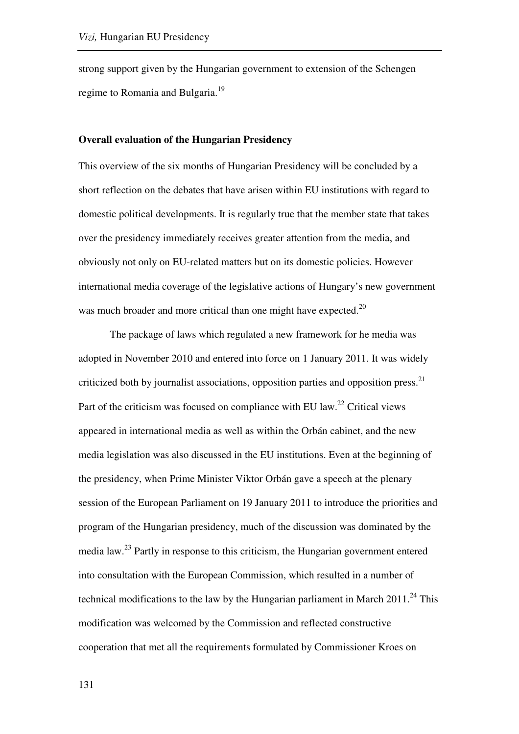strong support given by the Hungarian government to extension of the Schengen regime to Romania and Bulgaria.[19]

**Overall evaluation of the Hungarian Presidency**

This overview of the six months of Hungarian Presidency will be concluded by a short reflection on the debates that have arisen within EU institutions with regard to domestic political developments. It is regularly true that the member state that takes over the presidency immediately receives greater attention from the media, and obviously not only on EU-related matters but on its domestic policies. However international media coverage of the legislative actions of Hungary's new government was much broader and more critical than one might have expected.[20]

The package of laws which regulated a new framework for he media was adopted in November 2010 and entered into force on 1 January 2011. It was widely criticized both by journalist associations, opposition parties and opposition press.[21] Part of the criticism was focused on compliance with EU law.[22] Critical views appeared in international media as well as within the Orbán cabinet, and the new media legislation was also discussed in the EU institutions. Even at the beginning of the presidency, when Prime Minister Viktor Orbán gave a speech at the plenary session of the European Parliament on 19 January 2011 to introduce the priorities and program of the Hungarian presidency, much of the discussion was dominated by the media law.[23] Partly in response to this criticism, the Hungarian government entered into consultation with the European Commission, which resulted in a number of technical modifications to the law by the Hungarian parliament in March 2011.[24] This modification was welcomed by the Commission and reflected constructive cooperation that met all the requirements formulated by Commissioner Kroes on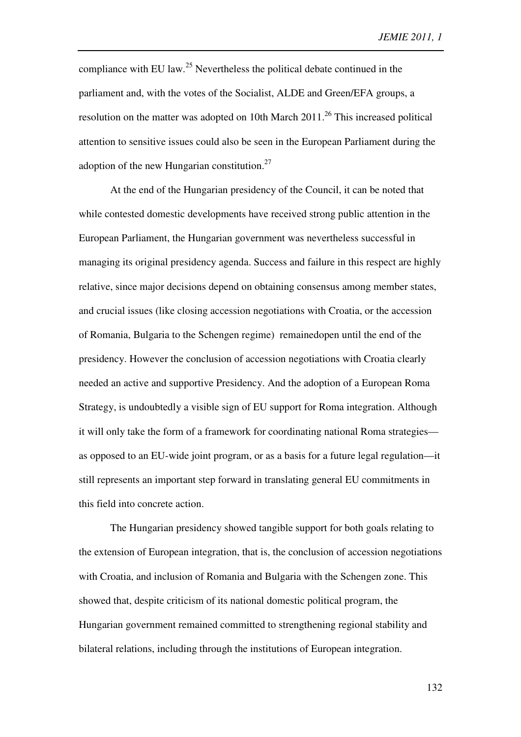compliance with EU law.[25] Nevertheless the political debate continued in the parliament and, with the votes of the Socialist, ALDE and Green/EFA groups, a resolution on the matter was adopted on 10th March 2011.[26] This increased political attention to sensitive issues could also be seen in the European Parliament during the adoption of the new Hungarian constitution.[27]

At the end of the Hungarian presidency of the Council, it can be noted that while contested domestic developments have received strong public attention in the European Parliament, the Hungarian government was nevertheless successful in managing its original presidency agenda. Success and failure in this respect are highly relative, since major decisions depend on obtaining consensus among member states, and crucial issues (like closing accession negotiations with Croatia, or the accession of Romania, Bulgaria to the Schengen regime) remainedopen until the end of the presidency. However the conclusion of accession negotiations with Croatia clearly needed an active and supportive Presidency. And the adoption of a European Roma Strategy, is undoubtedly a visible sign of EU support for Roma integration. Although it will only take the form of a framework for coordinating national Roma strategies—as opposed to an EU-wide joint program, or as a basis for a future legal regulation—it still represents an important step forward in translating general EU commitments in this field into concrete action.

The Hungarian presidency showed tangible support for both goals relating to the extension of European integration, that is, the conclusion of accession negotiations with Croatia, and inclusion of Romania and Bulgaria with the Schengen zone. This showed that, despite criticism of its national domestic political program, the Hungarian government remained committed to strengthening regional stability and bilateral relations, including through the institutions of European integration.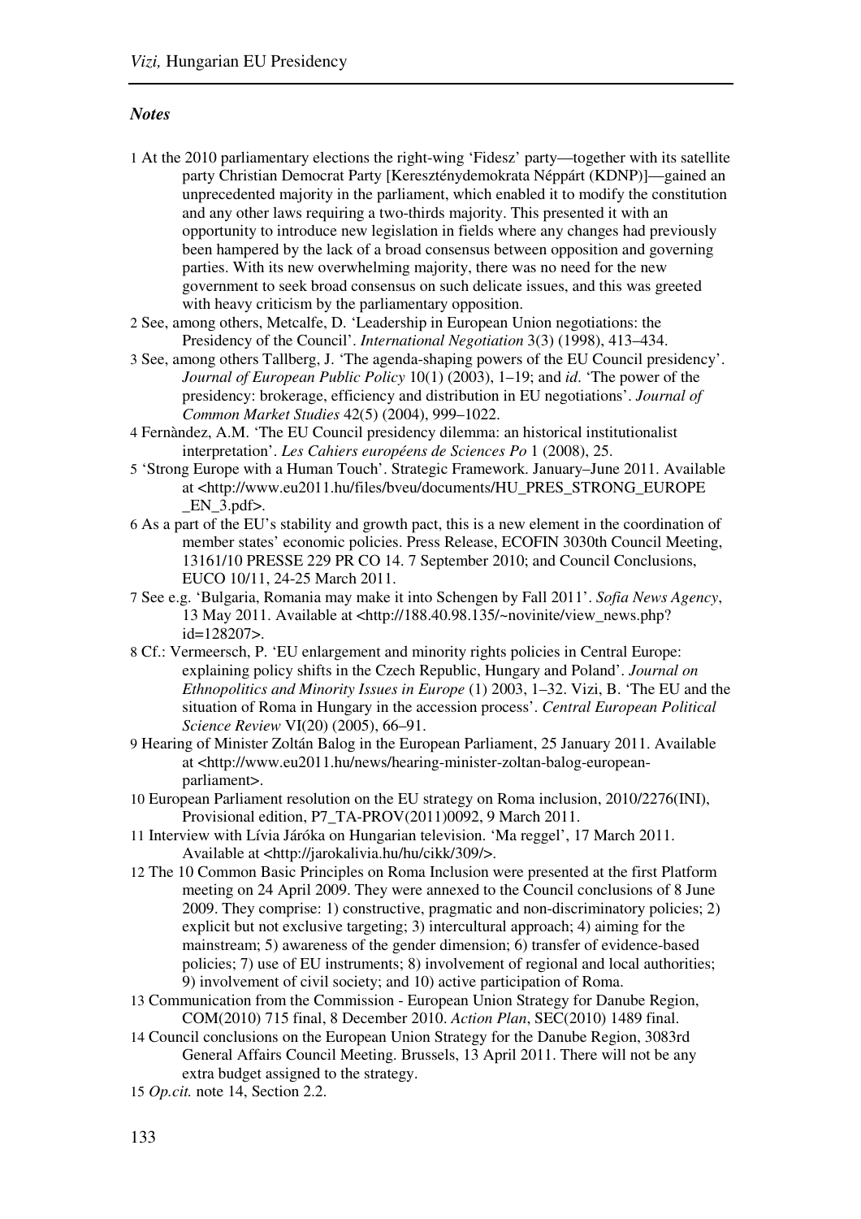### *Notes*

1 At the 2010 parliamentary elections the right-wing 'Fidesz' party—together with its satellite party Christian Democrat Party [Kereszténydemokrata Néppárt (KDNP)]—gained an unprecedented majority in the parliament, which enabled it to modify the constitution and any other laws requiring a two-thirds majority. This presented it with an opportunity to introduce new legislation in fields where any changes had previously been hampered by the lack of a broad consensus between opposition and governing parties. With its new overwhelming majority, there was no need for the new government to seek broad consensus on such delicate issues, and this was greeted with heavy criticism by the parliamentary opposition.

2 See, among others, Metcalfe, D. 'Leadership in European Union negotiations: the Presidency of the Council'. *International Negotiation* 3(3) (1998), 413–434.

3 See, among others Tallberg, J. 'The agenda-shaping powers of the EU Council presidency'. *Journal of European Public Policy* 10(1) (2003), 1–19; and *id*. 'The power of the presidency: brokerage, efficiency and distribution in EU negotiations'. *Journal of Common Market Studies* 42(5) (2004), 999–1022.

4 Fernàndez, A.M. 'The EU Council presidency dilemma: an historical institutionalist interpretation'. *Les Cahiers européens de Sciences Po* 1 (2008), 25.

5 'Strong Europe with a Human Touch'. Strategic Framework. January–June 2011. Available at <http://www.eu2011.hu/files/bveu/documents/HU_PRES_STRONG_EUROPE_EN_3.pdf>.

6 As a part of the EU's stability and growth pact, this is a new element in the coordination of member states' economic policies. Press Release, ECOFIN 3030th Council Meeting, 13161/10 PRESSE 229 PR CO 14. 7 September 2010; and Council Conclusions, EUCO 10/11, 24-25 March 2011.

7 See e.g. 'Bulgaria, Romania may make it into Schengen by Fall 2011'. *Sofia News Agency*, 13 May 2011. Available at <http://188.40.98.135/~novinite/view_news.php?id=128207>.

8 Cf.: Vermeersch, P. 'EU enlargement and minority rights policies in Central Europe: explaining policy shifts in the Czech Republic, Hungary and Poland'. *Journal on Ethnopolitics and Minority Issues in Europe* (1) 2003, 1–32. Vizi, B. 'The EU and the situation of Roma in Hungary in the accession process'. *Central European Political Science Review* VI(20) (2005), 66–91.

9 Hearing of Minister Zoltán Balog in the European Parliament, 25 January 2011. Available at <http://www.eu2011.hu/news/hearing-minister-zoltan-balog-european-parliament>.

10 European Parliament resolution on the EU strategy on Roma inclusion, 2010/2276(INI), Provisional edition, P7_TA-PROV(2011)0092, 9 March 2011.

11 Interview with Lívia Járóka on Hungarian television. 'Ma reggel', 17 March 2011. Available at <http://jarokalivia.hu/hu/cikk/309/>.

12 The 10 Common Basic Principles on Roma Inclusion were presented at the first Platform meeting on 24 April 2009. They were annexed to the Council conclusions of 8 June 2009. They comprise: 1) constructive, pragmatic and non-discriminatory policies; 2) explicit but not exclusive targeting; 3) intercultural approach; 4) aiming for the mainstream; 5) awareness of the gender dimension; 6) transfer of evidence-based policies; 7) use of EU instruments; 8) involvement of regional and local authorities; 9) involvement of civil society; and 10) active participation of Roma.

13 Communication from the Commission - European Union Strategy for Danube Region, COM(2010) 715 final, 8 December 2010. *Action Plan*, SEC(2010) 1489 final.

14 Council conclusions on the European Union Strategy for the Danube Region, 3083rd General Affairs Council Meeting. Brussels, 13 April 2011. There will not be any extra budget assigned to the strategy.

15 *Op.cit.* note 14, Section 2.2.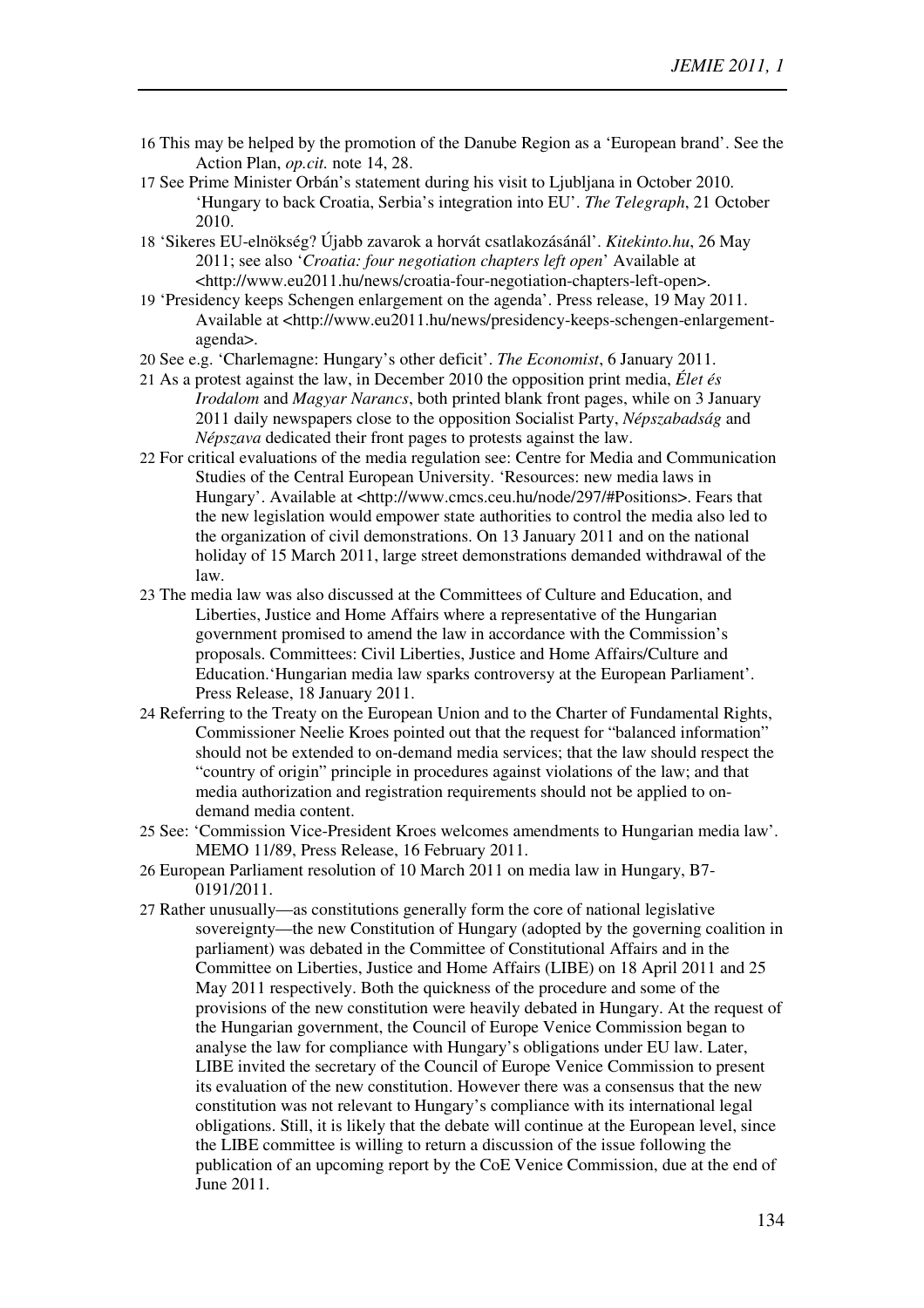16 This may be helped by the promotion of the Danube Region as a 'European brand'. See the Action Plan, *op.cit.* note 14, 28.

17 See Prime Minister Orbán's statement during his visit to Ljubljana in October 2010. 'Hungary to back Croatia, Serbia's integration into EU'. *The Telegraph*, 21 October 2010.

18 'Sikeres EU-elnökség? Újabb zavarok a horvát csatlakozásánál'. *Kitekinto.hu*, 26 May 2011; see also '*Croatia: four negotiation chapters left open*' Available at <http://www.eu2011.hu/news/croatia-four-negotiation-chapters-left-open>.

19 'Presidency keeps Schengen enlargement on the agenda'. Press release, 19 May 2011. Available at <http://www.eu2011.hu/news/presidency-keeps-schengen-enlargement-agenda>.

20 See e.g. 'Charlemagne: Hungary's other deficit'. *The Economist*, 6 January 2011.

21 As a protest against the law, in December 2010 the opposition print media, *Élet és Irodalom* and *Magyar Narancs*, both printed blank front pages, while on 3 January 2011 daily newspapers close to the opposition Socialist Party, *Népszabadság* and *Népszava* dedicated their front pages to protests against the law.

22 For critical evaluations of the media regulation see: Centre for Media and Communication Studies of the Central European University. 'Resources: new media laws in Hungary'. Available at <http://www.cmcs.ceu.hu/node/297/#Positions>. Fears that the new legislation would empower state authorities to control the media also led to the organization of civil demonstrations. On 13 January 2011 and on the national holiday of 15 March 2011, large street demonstrations demanded withdrawal of the law.

23 The media law was also discussed at the Committees of Culture and Education, and Liberties, Justice and Home Affairs where a representative of the Hungarian government promised to amend the law in accordance with the Commission's proposals. Committees: Civil Liberties, Justice and Home Affairs/Culture and Education.'Hungarian media law sparks controversy at the European Parliament'. Press Release, 18 January 2011.

24 Referring to the Treaty on the European Union and to the Charter of Fundamental Rights, Commissioner Neelie Kroes pointed out that the request for "balanced information" should not be extended to on-demand media services; that the law should respect the "country of origin" principle in procedures against violations of the law; and that media authorization and registration requirements should not be applied to on-demand media content.

25 See: 'Commission Vice-President Kroes welcomes amendments to Hungarian media law'. MEMO 11/89, Press Release, 16 February 2011.

26 European Parliament resolution of 10 March 2011 on media law in Hungary, B7-0191/2011.

27 Rather unusually—as constitutions generally form the core of national legislative sovereignty—the new Constitution of Hungary (adopted by the governing coalition in parliament) was debated in the Committee of Constitutional Affairs and in the Committee on Liberties, Justice and Home Affairs (LIBE) on 18 April 2011 and 25 May 2011 respectively. Both the quickness of the procedure and some of the provisions of the new constitution were heavily debated in Hungary. At the request of the Hungarian government, the Council of Europe Venice Commission began to analyse the law for compliance with Hungary's obligations under EU law. Later, LIBE invited the secretary of the Council of Europe Venice Commission to present its evaluation of the new constitution. However there was a consensus that the new constitution was not relevant to Hungary's compliance with its international legal obligations. Still, it is likely that the debate will continue at the European level, since the LIBE committee is willing to return a discussion of the issue following the publication of an upcoming report by the CoE Venice Commission, due at the end of June 2011.